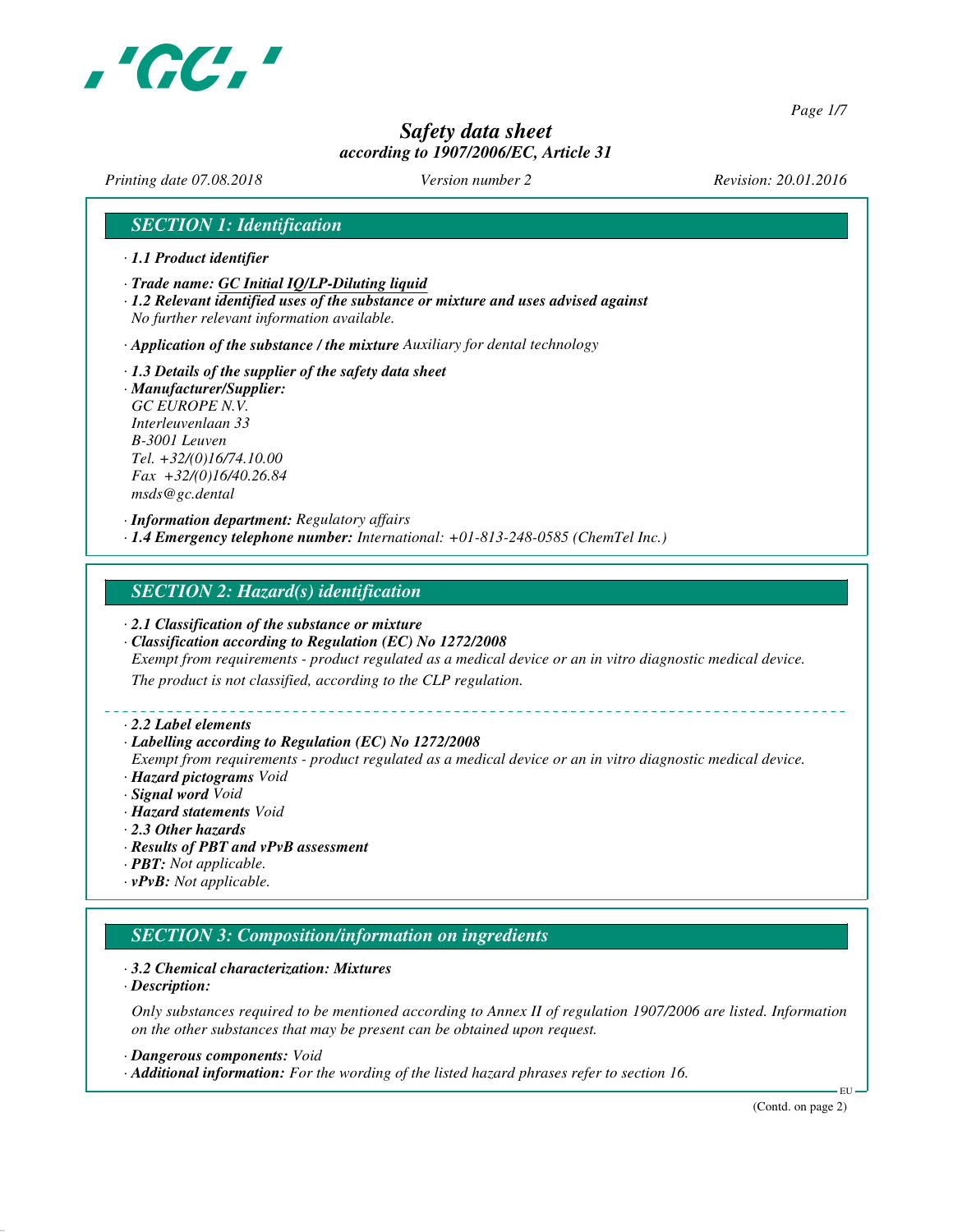# Safety data sheet
*according to 1907/2006/EC, Article 31*

*Printing date 07.08.2018* *Version number 2* *Revision: 20.01.2016*

## SECTION 1: Identification

· **1.1 Product identifier**

· **Trade name: GC Initial IQ/LP-Diluting liquid**

· **1.2 Relevant identified uses of the substance or mixture and uses advised against**
No further relevant information available.

· **Application of the substance / the mixture** Auxiliary for dental technology

· **1.3 Details of the supplier of the safety data sheet**

· **Manufacturer/Supplier:**
GC EUROPE N.V.
Interleuvenlaan 33
B-3001 Leuven
Tel. +32/(0)16/74.10.00
Fax +32/(0)16/40.26.84
msds@gc.dental

· **Information department:** Regulatory affairs

· **1.4 Emergency telephone number:** International: +01-813-248-0585 (ChemTel Inc.)

## SECTION 2: Hazard(s) identification

· **2.1 Classification of the substance or mixture**

· **Classification according to Regulation (EC) No 1272/2008**
Exempt from requirements - product regulated as a medical device or an in vitro diagnostic medical device.
The product is not classified, according to the CLP regulation.

· **2.2 Label elements**

· **Labelling according to Regulation (EC) No 1272/2008**
Exempt from requirements - product regulated as a medical device or an in vitro diagnostic medical device.

· **Hazard pictograms** Void

· **Signal word** Void

· **Hazard statements** Void

· **2.3 Other hazards**

· **Results of PBT and vPvB assessment**

· **PBT:** Not applicable.

· **vPvB:** Not applicable.

## SECTION 3: Composition/information on ingredients

· **3.2 Chemical characterization: Mixtures**

· **Description:**

Only substances required to be mentioned according to Annex II of regulation 1907/2006 are listed. Information on the other substances that may be present can be obtained upon request.

· **Dangerous components:** Void

· **Additional information:** For the wording of the listed hazard phrases refer to section 16.

(Contd. on page 2)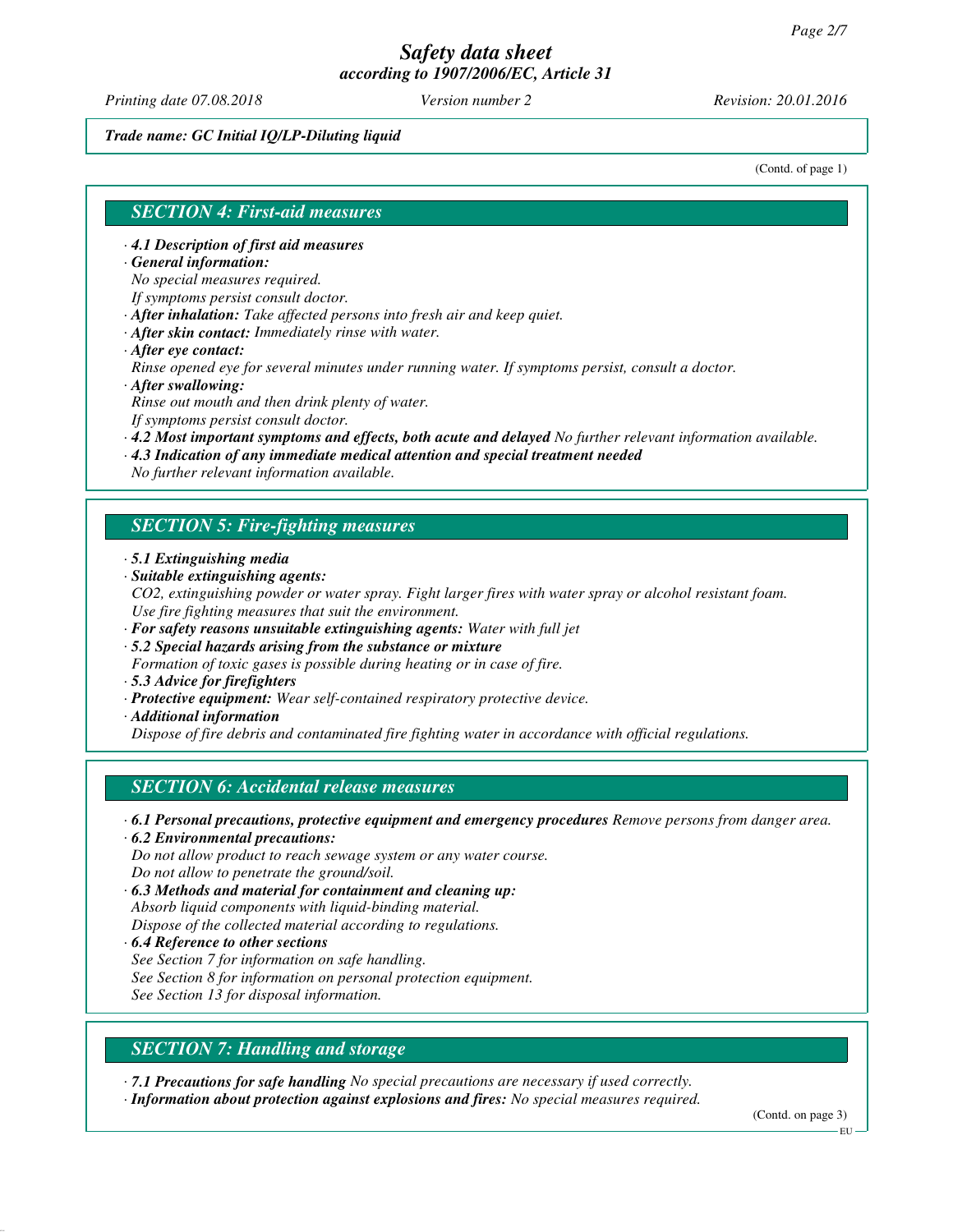*Trade name: GC Initial IQ/LP-Diluting liquid*

(Contd. of page 1)

## *SECTION 4: First-aid measures*

- ***4.1 Description of first aid measures***
- ***General information:***
  *No special measures required.*
  *If symptoms persist consult doctor.*
- ***After inhalation:*** *Take affected persons into fresh air and keep quiet.*
- ***After skin contact:*** *Immediately rinse with water.*
- ***After eye contact:***
  *Rinse opened eye for several minutes under running water. If symptoms persist, consult a doctor.*
- ***After swallowing:***
  *Rinse out mouth and then drink plenty of water.*
  *If symptoms persist consult doctor.*
- ***4.2 Most important symptoms and effects, both acute and delayed*** *No further relevant information available.*
- ***4.3 Indication of any immediate medical attention and special treatment needed***
  *No further relevant information available.*

## *SECTION 5: Fire-fighting measures*

- ***5.1 Extinguishing media***
- ***Suitable extinguishing agents:***
  *$CO_2$, extinguishing powder or water spray. Fight larger fires with water spray or alcohol resistant foam.*
  *Use fire fighting measures that suit the environment.*
- ***For safety reasons unsuitable extinguishing agents:*** *Water with full jet*
- ***5.2 Special hazards arising from the substance or mixture***
  *Formation of toxic gases is possible during heating or in case of fire.*
- ***5.3 Advice for firefighters***
- ***Protective equipment:*** *Wear self-contained respiratory protective device.*
- ***Additional information***
  *Dispose of fire debris and contaminated fire fighting water in accordance with official regulations.*

## *SECTION 6: Accidental release measures*

- ***6.1 Personal precautions, protective equipment and emergency procedures*** *Remove persons from danger area.*
- ***6.2 Environmental precautions:***
  *Do not allow product to reach sewage system or any water course.*
  *Do not allow to penetrate the ground/soil.*
- ***6.3 Methods and material for containment and cleaning up:***
  *Absorb liquid components with liquid-binding material.*
  *Dispose of the collected material according to regulations.*
- ***6.4 Reference to other sections***
  *See Section 7 for information on safe handling.*
  *See Section 8 for information on personal protection equipment.*
  *See Section 13 for disposal information.*

## *SECTION 7: Handling and storage*

- ***7.1 Precautions for safe handling*** *No special precautions are necessary if used correctly.*
- ***Information about protection against explosions and fires:*** *No special measures required.*

(Contd. on page 3)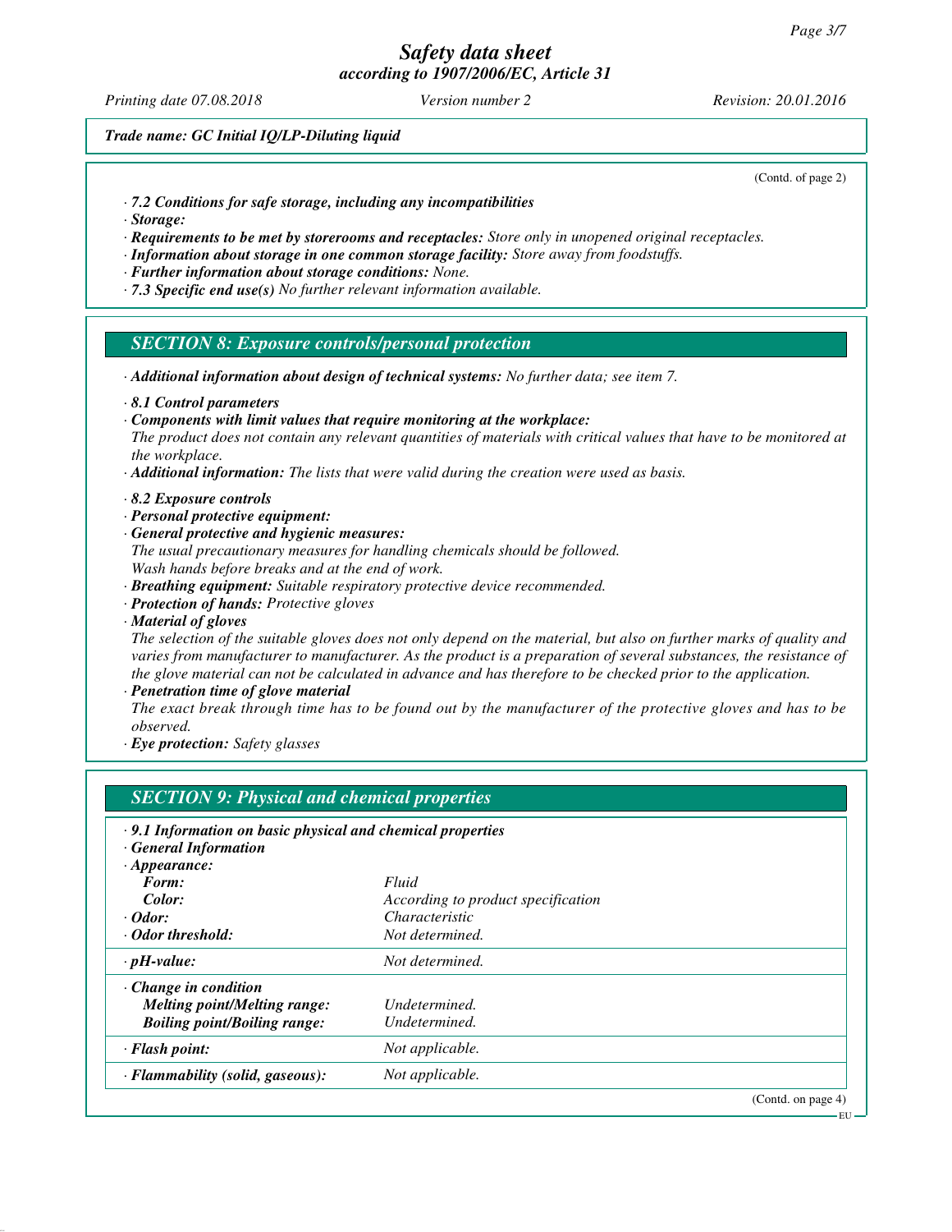*Trade name: GC Initial IQ/LP-Diluting liquid*

(Contd. of page 2)

- ***7.2 Conditions for safe storage, including any incompatibilities***
- ***Storage:***
- ***Requirements to be met by storerooms and receptacles:*** *Store only in unopened original receptacles.*
- ***Information about storage in one common storage facility:*** *Store away from foodstuffs.*
- ***Further information about storage conditions:*** *None.*
- ***7.3 Specific end use(s)*** *No further relevant information available.*

## SECTION 8: Exposure controls/personal protection

- ***Additional information about design of technical systems:*** *No further data; see item 7.*

- ***8.1 Control parameters***
- ***Components with limit values that require monitoring at the workplace:***
  *The product does not contain any relevant quantities of materials with critical values that have to be monitored at the workplace.*
- ***Additional information:*** *The lists that were valid during the creation were used as basis.*

- ***8.2 Exposure controls***
- ***Personal protective equipment:***
- ***General protective and hygienic measures:***
  *The usual precautionary measures for handling chemicals should be followed.*
  *Wash hands before breaks and at the end of work.*
- ***Breathing equipment:*** *Suitable respiratory protective device recommended.*
- ***Protection of hands:*** *Protective gloves*
- ***Material of gloves***
  *The selection of the suitable gloves does not only depend on the material, but also on further marks of quality and varies from manufacturer to manufacturer. As the product is a preparation of several substances, the resistance of the glove material can not be calculated in advance and has therefore to be checked prior to the application.*
- ***Penetration time of glove material***
  *The exact break through time has to be found out by the manufacturer of the protective gloves and has to be observed.*
- ***Eye protection:*** *Safety glasses*

## SECTION 9: Physical and chemical properties

| · ***9.1 Information on basic physical and chemical properties*** | |
|---|---|
| · ***General Information*** | |
| · ***Appearance:*** | |
| ***Form:*** | *Fluid* |
| ***Color:*** | *According to product specification* |
| · ***Odor:*** | *Characteristic* |
| · ***Odor threshold:*** | *Not determined.* |
| · ***pH-value:*** | *Not determined.* |
| · ***Change in condition*** | |
| ***Melting point/Melting range:*** | *Undetermined.* |
| ***Boiling point/Boiling range:*** | *Undetermined.* |
| · ***Flash point:*** | *Not applicable.* |
| · ***Flammability (solid, gaseous):*** | *Not applicable.* |

(Contd. on page 4)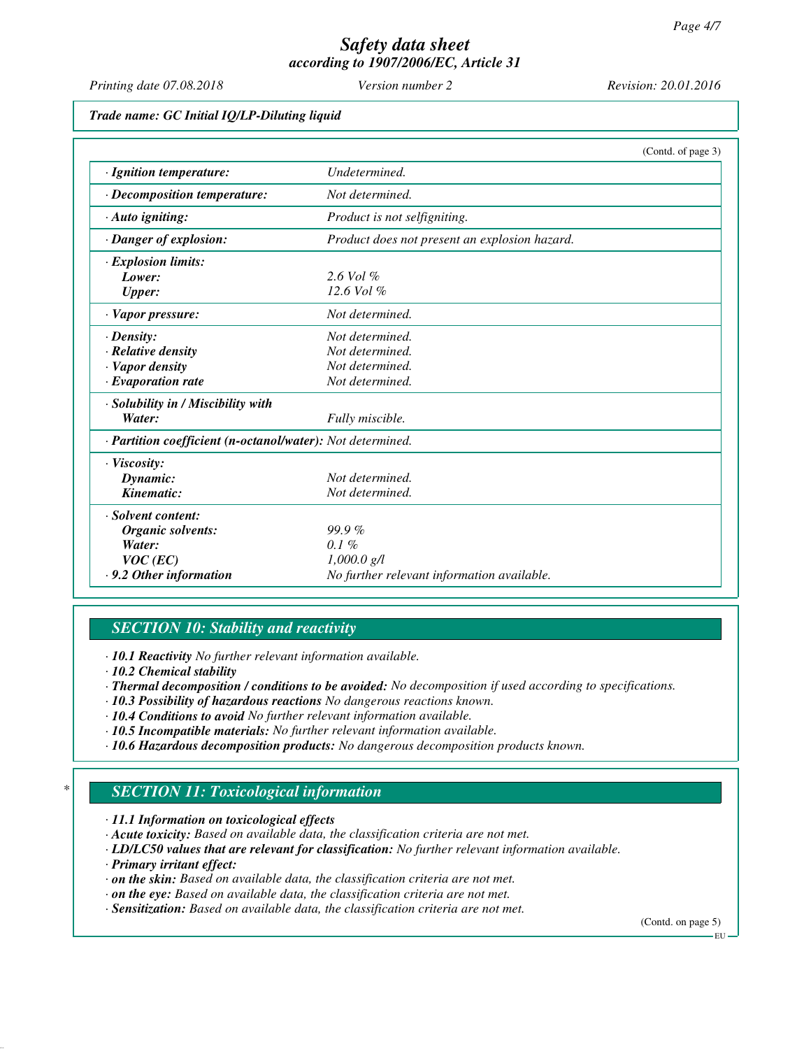*Trade name: GC Initial IQ/LP-Diluting liquid*

(Contd. of page 3)

| | |
|---|---|
| · **Ignition temperature:** | *Undetermined.* |
| · **Decomposition temperature:** | *Not determined.* |
| · **Auto igniting:** | *Product is not selfigniting.* |
| · **Danger of explosion:** | *Product does not present an explosion hazard.* |
| · **Explosion limits:** | |
| **Lower:** | *2.6 Vol %* |
| **Upper:** | *12.6 Vol %* |
| · **Vapor pressure:** | *Not determined.* |
| · **Density:** | *Not determined.* |
| · **Relative density** | *Not determined.* |
| · **Vapor density** | *Not determined.* |
| · **Evaporation rate** | *Not determined.* |
| · **Solubility in / Miscibility with** | |
| **Water:** | *Fully miscible.* |
| · **Partition coefficient (n-octanol/water):** | *Not determined.* |
| · **Viscosity:** | |
| **Dynamic:** | *Not determined.* |
| **Kinematic:** | *Not determined.* |
| · **Solvent content:** | |
| **Organic solvents:** | *99.9 %* |
| **Water:** | *0.1 %* |
| **VOC (EC)** | *1,000.0 g/l* |
| · **9.2 Other information** | *No further relevant information available.* |

## SECTION 10: Stability and reactivity

· **10.1 Reactivity** *No further relevant information available.*
· **10.2 Chemical stability**
· **Thermal decomposition / conditions to be avoided:** *No decomposition if used according to specifications.*
· **10.3 Possibility of hazardous reactions** *No dangerous reactions known.*
· **10.4 Conditions to avoid** *No further relevant information available.*
· **10.5 Incompatible materials:** *No further relevant information available.*
· **10.6 Hazardous decomposition products:** *No dangerous decomposition products known.*

## SECTION 11: Toxicological information

· **11.1 Information on toxicological effects**
· **Acute toxicity:** *Based on available data, the classification criteria are not met.*
· **LD/LC50 values that are relevant for classification:** *No further relevant information available.*
· **Primary irritant effect:**
· **on the skin:** *Based on available data, the classification criteria are not met.*
· **on the eye:** *Based on available data, the classification criteria are not met.*
· **Sensitization:** *Based on available data, the classification criteria are not met.*

(Contd. on page 5)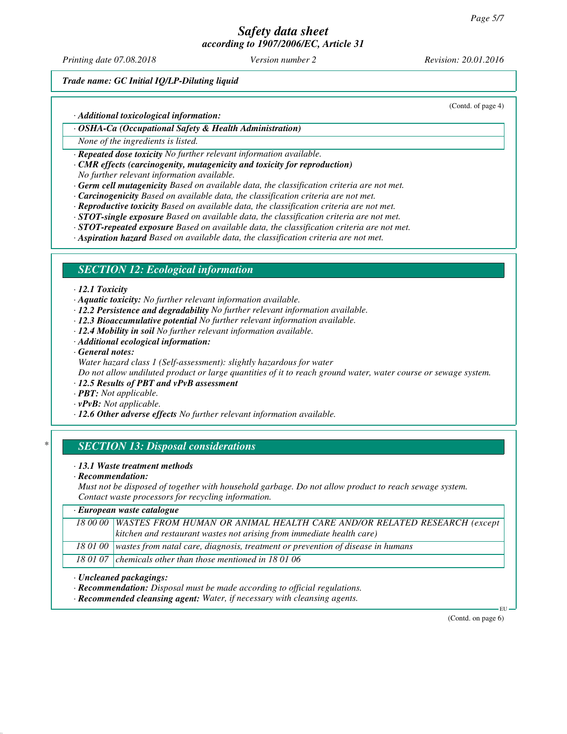*Trade name: GC Initial IQ/LP-Diluting liquid*

(Contd. of page 4)

· ***Additional toxicological information:***

| · ***OSHA-Ca (Occupational Safety & Health Administration)*** |
|---|
| *None of the ingredients is listed.* |

· ***Repeated dose toxicity*** *No further relevant information available.*
· ***CMR effects (carcinogenity, mutagenicity and toxicity for reproduction)***
*No further relevant information available.*
· ***Germ cell mutagenicity*** *Based on available data, the classification criteria are not met.*
· ***Carcinogenicity*** *Based on available data, the classification criteria are not met.*
· ***Reproductive toxicity*** *Based on available data, the classification criteria are not met.*
· ***STOT-single exposure*** *Based on available data, the classification criteria are not met.*
· ***STOT-repeated exposure*** *Based on available data, the classification criteria are not met.*
· ***Aspiration hazard*** *Based on available data, the classification criteria are not met.*

## *SECTION 12: Ecological information*

· ***12.1 Toxicity***
· ***Aquatic toxicity:*** *No further relevant information available.*
· ***12.2 Persistence and degradability*** *No further relevant information available.*
· ***12.3 Bioaccumulative potential*** *No further relevant information available.*
· ***12.4 Mobility in soil*** *No further relevant information available.*
· ***Additional ecological information:***
· ***General notes:***
*Water hazard class 1 (Self-assessment): slightly hazardous for water*
*Do not allow undiluted product or large quantities of it to reach ground water, water course or sewage system.*
· ***12.5 Results of PBT and vPvB assessment***
· ***PBT:*** *Not applicable.*
· ***vPvB:*** *Not applicable.*
· ***12.6 Other adverse effects*** *No further relevant information available.*

## * *SECTION 13: Disposal considerations*

· ***13.1 Waste treatment methods***
· ***Recommendation:***
*Must not be disposed of together with household garbage. Do not allow product to reach sewage system.*
*Contact waste processors for recycling information.*

| · ***European waste catalogue*** | |
|---|---|
| *18 00 00* | *WASTES FROM HUMAN OR ANIMAL HEALTH CARE AND/OR RELATED RESEARCH (except kitchen and restaurant wastes not arising from immediate health care)* |
| *18 01 00* | *wastes from natal care, diagnosis, treatment or prevention of disease in humans* |
| *18 01 07* | *chemicals other than those mentioned in 18 01 06* |

· ***Uncleaned packagings:***
· ***Recommendation:*** *Disposal must be made according to official regulations.*
· ***Recommended cleansing agent:*** *Water, if necessary with cleansing agents.*

(Contd. on page 6)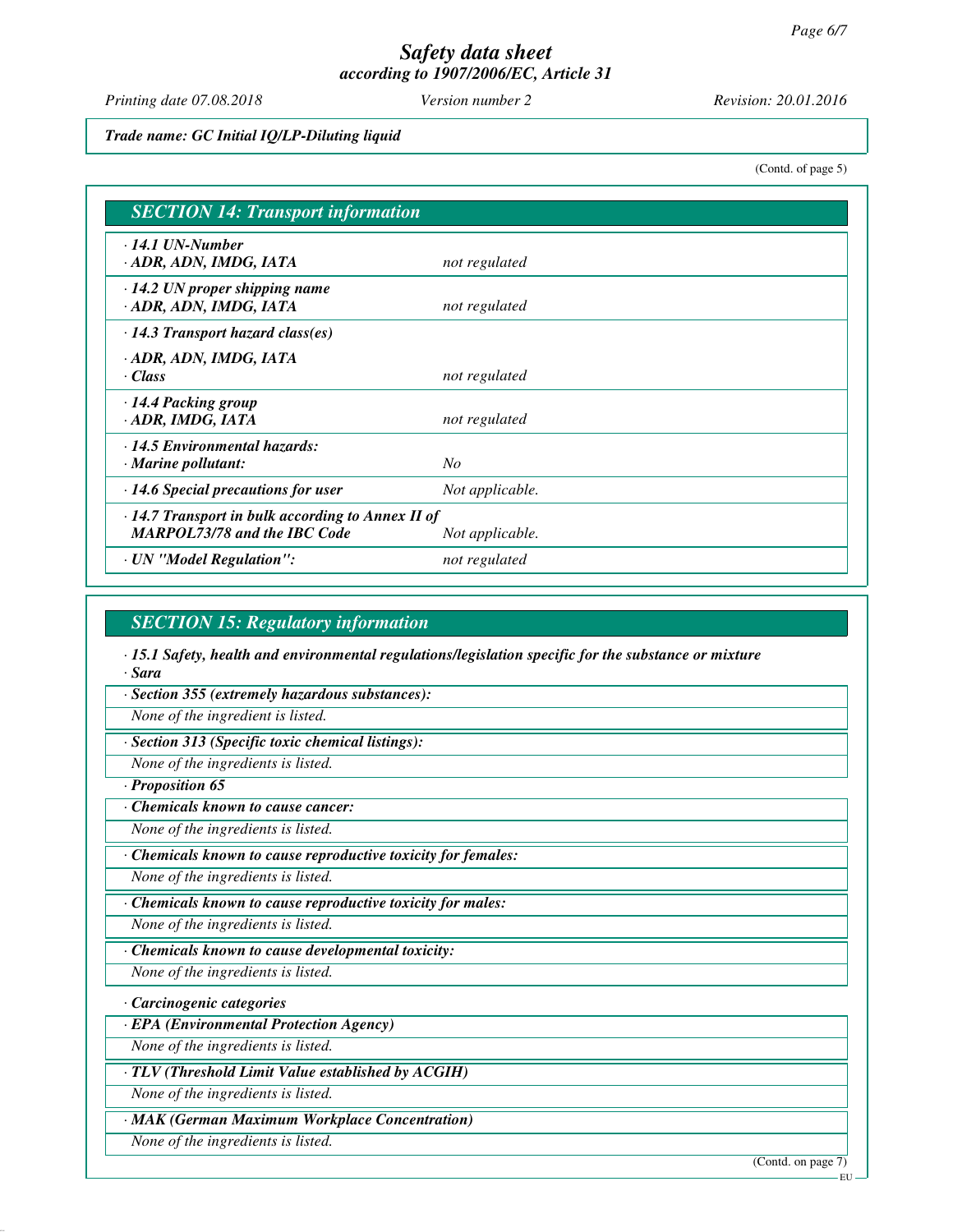Trade name: GC Initial IQ/LP-Diluting liquid

(Contd. of page 5)

## SECTION 14: Transport information

| | |
|---|---|
| · 14.1 UN-Number<br>· ADR, ADN, IMDG, IATA | not regulated |
| · 14.2 UN proper shipping name<br>· ADR, ADN, IMDG, IATA | not regulated |
| · 14.3 Transport hazard class(es)<br>· ADR, ADN, IMDG, IATA<br>· Class | not regulated |
| · 14.4 Packing group<br>· ADR, IMDG, IATA | not regulated |
| · 14.5 Environmental hazards:<br>· Marine pollutant: | No |
| · 14.6 Special precautions for user | Not applicable. |
| · 14.7 Transport in bulk according to Annex II of MARPOL73/78 and the IBC Code | Not applicable. |
| · UN "Model Regulation": | not regulated |

## SECTION 15: Regulatory information

**· 15.1 Safety, health and environmental regulations/legislation specific for the substance or mixture**

**· Sara**

**· Section 355 (extremely hazardous substances):**

None of the ingredient is listed.

**· Section 313 (Specific toxic chemical listings):**

None of the ingredients is listed.

**· Proposition 65**

**· Chemicals known to cause cancer:**

None of the ingredients is listed.

**· Chemicals known to cause reproductive toxicity for females:**

None of the ingredients is listed.

**· Chemicals known to cause reproductive toxicity for males:**

None of the ingredients is listed.

**· Chemicals known to cause developmental toxicity:**

None of the ingredients is listed.

**· Carcinogenic categories**

**· EPA (Environmental Protection Agency)**

None of the ingredients is listed.

**· TLV (Threshold Limit Value established by ACGIH)**

None of the ingredients is listed.

**· MAK (German Maximum Workplace Concentration)**

None of the ingredients is listed.

(Contd. on page 7)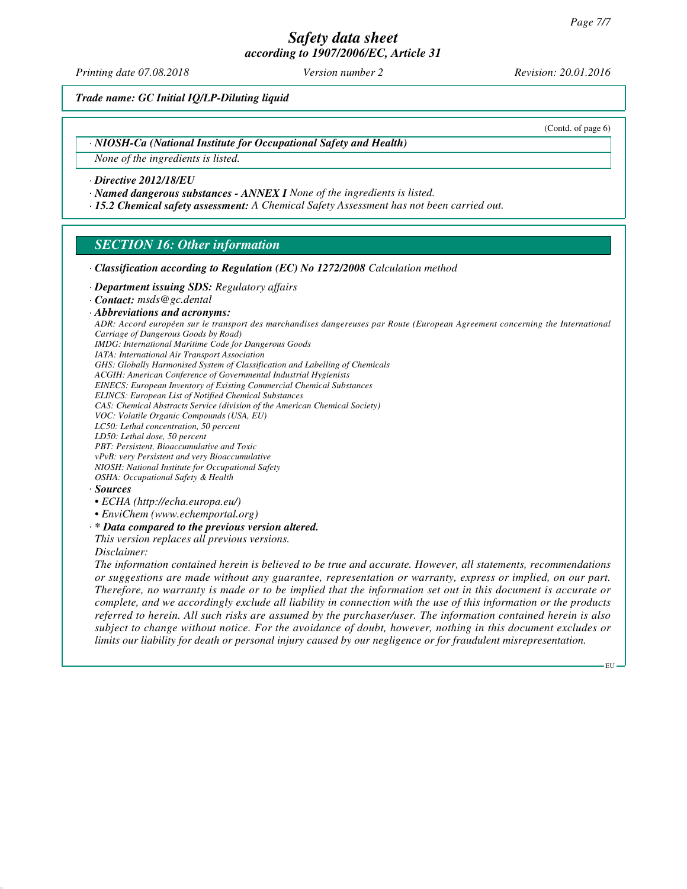*Trade name: GC Initial IQ/LP-Diluting liquid*

(Contd. of page 6)

· ***NIOSH-Ca (National Institute for Occupational Safety and Health)***

*None of the ingredients is listed.*

· ***Directive 2012/18/EU***

· ***Named dangerous substances - ANNEX I*** *None of the ingredients is listed.*

· ***15.2 Chemical safety assessment:*** *A Chemical Safety Assessment has not been carried out.*

## *SECTION 16: Other information*

· ***Classification according to Regulation (EC) No 1272/2008*** *Calculation method*

· ***Department issuing SDS:*** *Regulatory affairs*

· ***Contact:*** *msds@gc.dental*

· ***Abbreviations and acronyms:***

*ADR: Accord européen sur le transport des marchandises dangereuses par Route (European Agreement concerning the International Carriage of Dangerous Goods by Road)*
*IMDG: International Maritime Code for Dangerous Goods*
*IATA: International Air Transport Association*
*GHS: Globally Harmonised System of Classification and Labelling of Chemicals*
*ACGIH: American Conference of Governmental Industrial Hygienists*
*EINECS: European Inventory of Existing Commercial Chemical Substances*
*ELINCS: European List of Notified Chemical Substances*
*CAS: Chemical Abstracts Service (division of the American Chemical Society)*
*VOC: Volatile Organic Compounds (USA, EU)*
*LC50: Lethal concentration, 50 percent*
*LD50: Lethal dose, 50 percent*
*PBT: Persistent, Bioaccumulative and Toxic*
*vPvB: very Persistent and very Bioaccumulative*
*NIOSH: National Institute for Occupational Safety*
*OSHA: Occupational Safety & Health*

· ***Sources***

- *ECHA (http://echa.europa.eu/)*
- *EnviChem (www.echemportal.org)*

· ***\* Data compared to the previous version altered.***

*This version replaces all previous versions.*

*Disclaimer:*

*The information contained herein is believed to be true and accurate. However, all statements, recommendations or suggestions are made without any guarantee, representation or warranty, express or implied, on our part. Therefore, no warranty is made or to be implied that the information set out in this document is accurate or complete, and we accordingly exclude all liability in connection with the use of this information or the products referred to herein. All such risks are assumed by the purchaser/user. The information contained herein is also subject to change without notice. For the avoidance of doubt, however, nothing in this document excludes or limits our liability for death or personal injury caused by our negligence or for fraudulent misrepresentation.*

EU